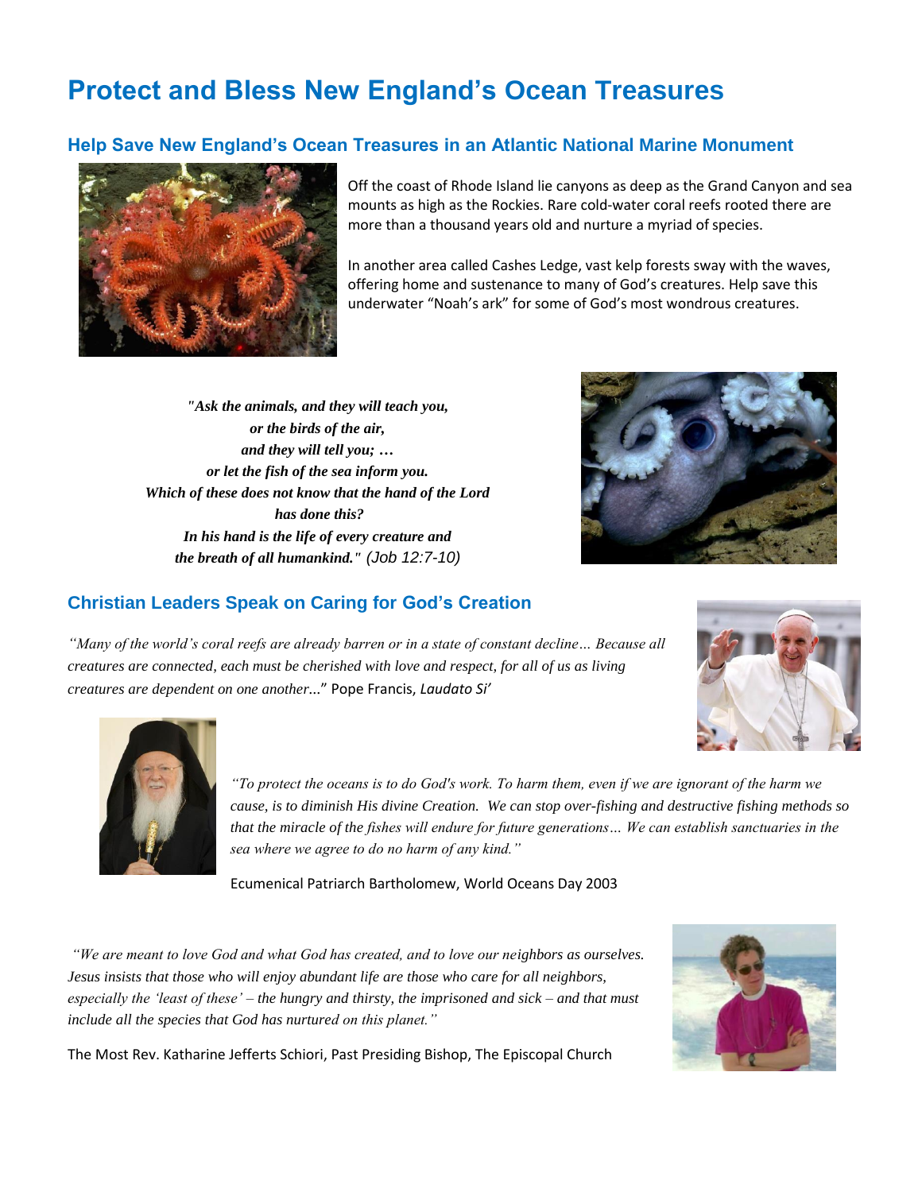# Protect and Bless New England's Ocean Treasures

## Help Save New England's Ocean Treasures in an Atlantic National Marine Monument

Off the coast of Rhode Island lie canyons as deep as the Grand Canyon and sea mounts as high as the Rockies. Rare cold-water coral reefs rooted there are more than a thousand years old and nurture a myriad of species.

In another area called Cashes Ledge, vast kelp forests sway with the waves, offering home and sustenance to many of God's creatures. Help save this underwater "Noah's ark" for some of God's most wondrous creatures.

***"Ask the animals, and they will teach you,***
***or the birds of the air,***
***and they will tell you; …***
***or let the fish of the sea inform you.***
***Which of these does not know that the hand of the Lord***
***has done this?***
***In his hand is the life of every creature and***
***the breath of all humankind."*** *(Job 12:7-10)*

## Christian Leaders Speak on Caring for God's Creation

*"Many of the world's coral reefs are already barren or in a state of constant decline… Because all creatures are connected, each must be cherished with love and respect, for all of us as living creatures are dependent on one another...*" Pope Francis, *Laudato Si'*

*"To protect the oceans is to do God's work. To harm them, even if we are ignorant of the harm we cause, is to diminish His divine Creation. We can stop over-fishing and destructive fishing methods so that the miracle of the fishes will endure for future generations… We can establish sanctuaries in the sea where we agree to do no harm of any kind."*

Ecumenical Patriarch Bartholomew, World Oceans Day 2003

*"We are meant to love God and what God has created, and to love our neighbors as ourselves. Jesus insists that those who will enjoy abundant life are those who care for all neighbors, especially the 'least of these' – the hungry and thirsty, the imprisoned and sick – and that must include all the species that God has nurtured on this planet."*

The Most Rev. Katharine Jefferts Schiori, Past Presiding Bishop, The Episcopal Church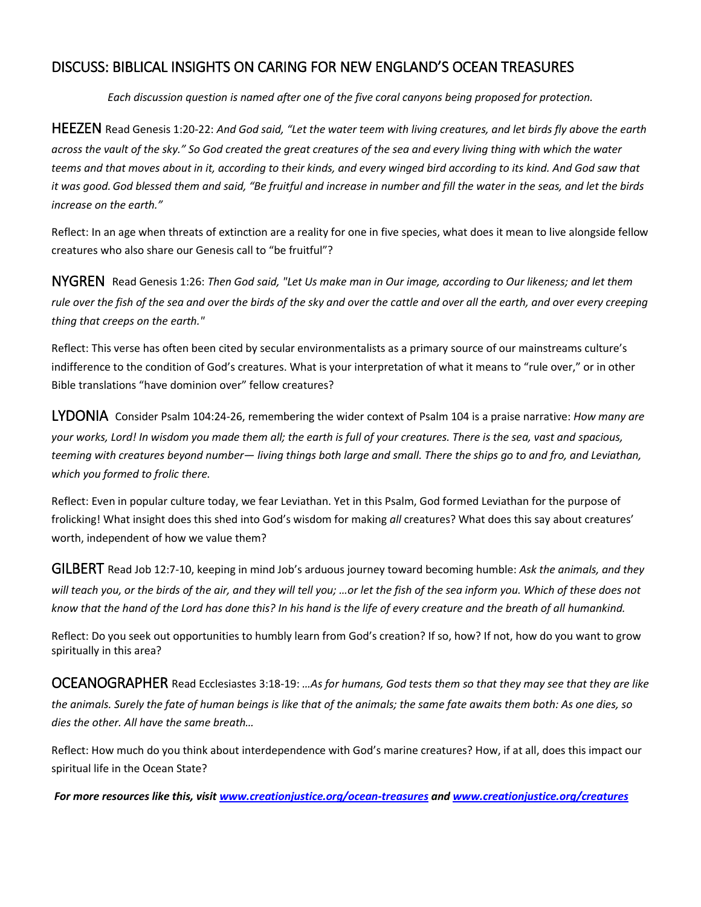## DISCUSS: BIBLICAL INSIGHTS ON CARING FOR NEW ENGLAND'S OCEAN TREASURES

*Each discussion question is named after one of the five coral canyons being proposed for protection.*

**HEEZEN** Read Genesis 1:20-22: *And God said, "Let the water teem with living creatures, and let birds fly above the earth across the vault of the sky." So God created the great creatures of the sea and every living thing with which the water teems and that moves about in it, according to their kinds, and every winged bird according to its kind. And God saw that it was good. God blessed them and said, "Be fruitful and increase in number and fill the water in the seas, and let the birds increase on the earth."*

Reflect: In an age when threats of extinction are a reality for one in five species, what does it mean to live alongside fellow creatures who also share our Genesis call to "be fruitful"?

**NYGREN** Read Genesis 1:26: *Then God said, "Let Us make man in Our image, according to Our likeness; and let them rule over the fish of the sea and over the birds of the sky and over the cattle and over all the earth, and over every creeping thing that creeps on the earth."*

Reflect: This verse has often been cited by secular environmentalists as a primary source of our mainstreams culture's indifference to the condition of God's creatures. What is your interpretation of what it means to "rule over," or in other Bible translations "have dominion over" fellow creatures?

**LYDONIA** Consider Psalm 104:24-26, remembering the wider context of Psalm 104 is a praise narrative: *How many are your works, Lord! In wisdom you made them all; the earth is full of your creatures. There is the sea, vast and spacious, teeming with creatures beyond number— living things both large and small. There the ships go to and fro, and Leviathan, which you formed to frolic there.*

Reflect: Even in popular culture today, we fear Leviathan. Yet in this Psalm, God formed Leviathan for the purpose of frolicking! What insight does this shed into God's wisdom for making *all* creatures? What does this say about creatures' worth, independent of how we value them?

**GILBERT** Read Job 12:7-10, keeping in mind Job's arduous journey toward becoming humble: *Ask the animals, and they will teach you, or the birds of the air, and they will tell you; …or let the fish of the sea inform you. Which of these does not know that the hand of the Lord has done this? In his hand is the life of every creature and the breath of all humankind.*

Reflect: Do you seek out opportunities to humbly learn from God's creation? If so, how? If not, how do you want to grow spiritually in this area?

**OCEANOGRAPHER** Read Ecclesiastes 3:18-19: *…As for humans, God tests them so that they may see that they are like the animals. Surely the fate of human beings is like that of the animals; the same fate awaits them both: As one dies, so dies the other. All have the same breath…*

Reflect: How much do you think about interdependence with God's marine creatures? How, if at all, does this impact our spiritual life in the Ocean State?

***For more resources like this, visit www.creationjustice.org/ocean-treasures and www.creationjustice.org/creatures***